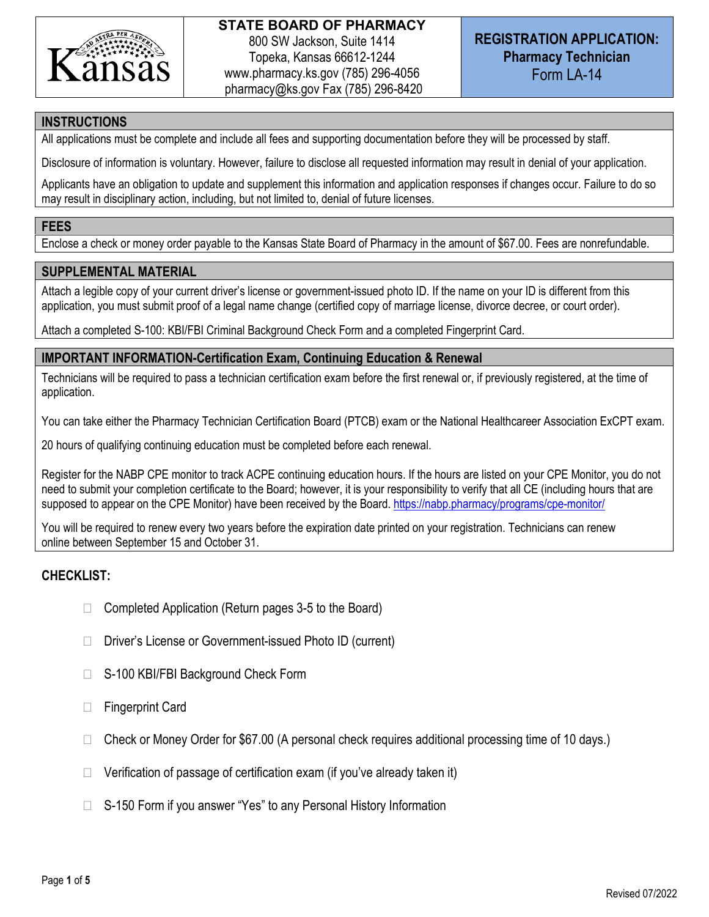**Kansas**

**STATE BOARD OF PHARMACY**
800 SW Jackson, Suite 1414
Topeka, Kansas 66612-1244
www.pharmacy.ks.gov (785) 296-4056
pharmacy@ks.gov Fax (785) 296-8420

# REGISTRATION APPLICATION: Pharmacy Technician

Form LA-14

## INSTRUCTIONS

All applications must be complete and include all fees and supporting documentation before they will be processed by staff.

Disclosure of information is voluntary. However, failure to disclose all requested information may result in denial of your application.

Applicants have an obligation to update and supplement this information and application responses if changes occur. Failure to do so may result in disciplinary action, including, but not limited to, denial of future licenses.

## FEES

Enclose a check or money order payable to the Kansas State Board of Pharmacy in the amount of $67.00. Fees are nonrefundable.

## SUPPLEMENTAL MATERIAL

Attach a legible copy of your current driver's license or government-issued photo ID. If the name on your ID is different from this application, you must submit proof of a legal name change (certified copy of marriage license, divorce decree, or court order).

Attach a completed S-100: KBI/FBI Criminal Background Check Form and a completed Fingerprint Card.

## IMPORTANT INFORMATION-Certification Exam, Continuing Education & Renewal

Technicians will be required to pass a technician certification exam before the first renewal or, if previously registered, at the time of application.

You can take either the Pharmacy Technician Certification Board (PTCB) exam or the National Healthcareer Association ExCPT exam.

20 hours of qualifying continuing education must be completed before each renewal.

Register for the NABP CPE monitor to track ACPE continuing education hours. If the hours are listed on your CPE Monitor, you do not need to submit your completion certificate to the Board; however, it is your responsibility to verify that all CE (including hours that are supposed to appear on the CPE Monitor) have been received by the Board. https://nabp.pharmacy/programs/cpe-monitor/

You will be required to renew every two years before the expiration date printed on your registration. Technicians can renew online between September 15 and October 31.

## CHECKLIST:

- ☐ Completed Application (Return pages 3-5 to the Board)
- ☐ Driver's License or Government-issued Photo ID (current)
- ☐ S-100 KBI/FBI Background Check Form
- ☐ Fingerprint Card
- ☐ Check or Money Order for $67.00 (A personal check requires additional processing time of 10 days.)
- ☐ Verification of passage of certification exam (if you've already taken it)
- ☐ S-150 Form if you answer "Yes" to any Personal History Information

Revised 07/2022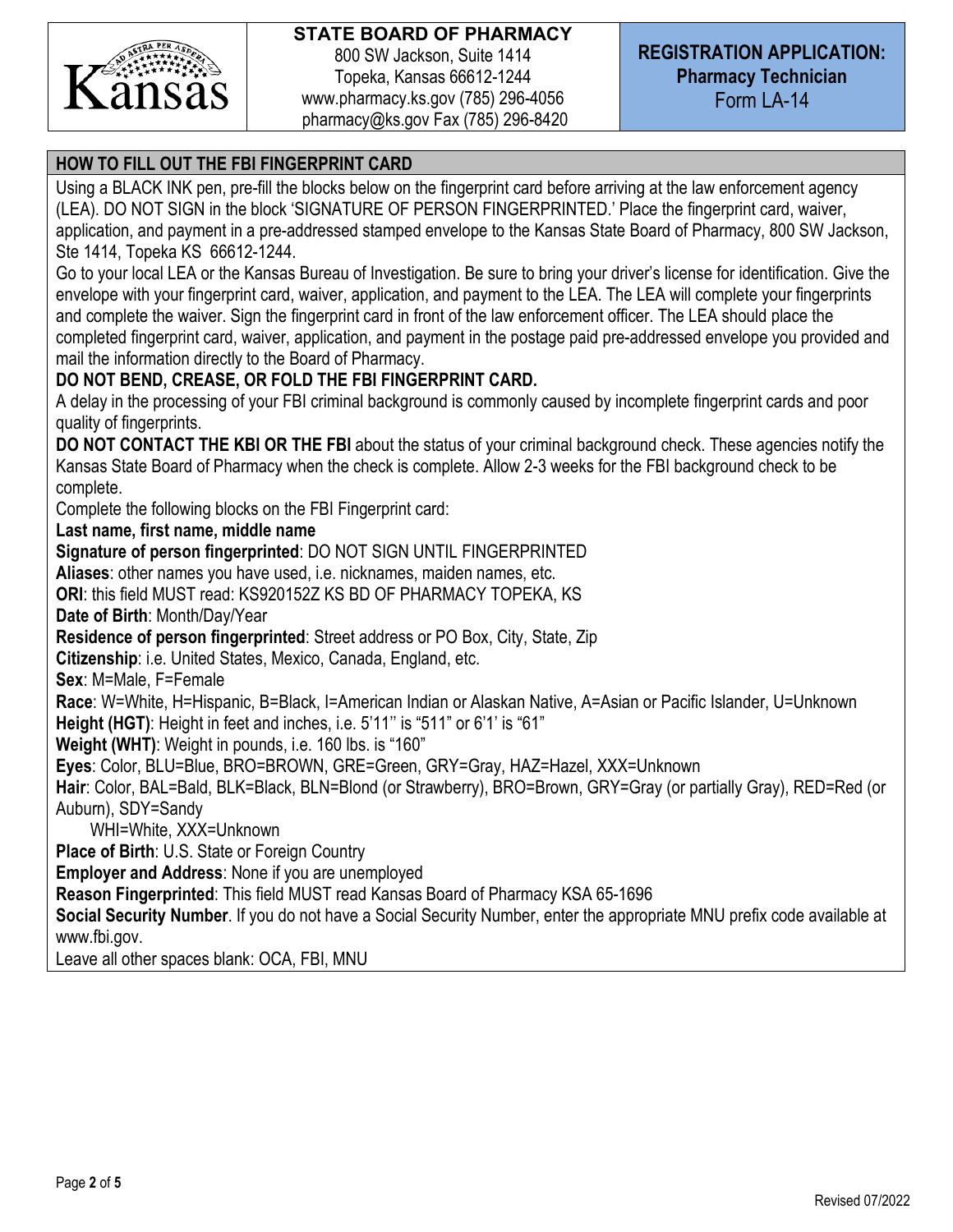**STATE BOARD OF PHARMACY**
800 SW Jackson, Suite 1414
Topeka, Kansas 66612-1244
www.pharmacy.ks.gov (785) 296-4056
pharmacy@ks.gov Fax (785) 296-8420

**REGISTRATION APPLICATION: Pharmacy Technician**
Form LA-14

## HOW TO FILL OUT THE FBI FINGERPRINT CARD

Using a BLACK INK pen, pre-fill the blocks below on the fingerprint card before arriving at the law enforcement agency (LEA). DO NOT SIGN in the block 'SIGNATURE OF PERSON FINGERPRINTED.' Place the fingerprint card, waiver, application, and payment in a pre-addressed stamped envelope to the Kansas State Board of Pharmacy, 800 SW Jackson, Ste 1414, Topeka KS 66612-1244.

Go to your local LEA or the Kansas Bureau of Investigation. Be sure to bring your driver's license for identification. Give the envelope with your fingerprint card, waiver, application, and payment to the LEA. The LEA will complete your fingerprints and complete the waiver. Sign the fingerprint card in front of the law enforcement officer. The LEA should place the completed fingerprint card, waiver, application, and payment in the postage paid pre-addressed envelope you provided and mail the information directly to the Board of Pharmacy.

**DO NOT BEND, CREASE, OR FOLD THE FBI FINGERPRINT CARD.**

A delay in the processing of your FBI criminal background is commonly caused by incomplete fingerprint cards and poor quality of fingerprints.

**DO NOT CONTACT THE KBI OR THE FBI** about the status of your criminal background check. These agencies notify the Kansas State Board of Pharmacy when the check is complete. Allow 2-3 weeks for the FBI background check to be complete.

Complete the following blocks on the FBI Fingerprint card:

**Last name, first name, middle name**
**Signature of person fingerprinted**: DO NOT SIGN UNTIL FINGERPRINTED
**Aliases**: other names you have used, i.e. nicknames, maiden names, etc.
**ORI**: this field MUST read: KS920152Z KS BD OF PHARMACY TOPEKA, KS
**Date of Birth**: Month/Day/Year
**Residence of person fingerprinted**: Street address or PO Box, City, State, Zip
**Citizenship**: i.e. United States, Mexico, Canada, England, etc.
**Sex**: M=Male, F=Female
**Race**: W=White, H=Hispanic, B=Black, I=American Indian or Alaskan Native, A=Asian or Pacific Islander, U=Unknown
**Height (HGT)**: Height in feet and inches, i.e. 5'11'' is "511" or 6'1' is "61"
**Weight (WHT)**: Weight in pounds, i.e. 160 lbs. is "160"
**Eyes**: Color, BLU=Blue, BRO=BROWN, GRE=Green, GRY=Gray, HAZ=Hazel, XXX=Unknown
**Hair**: Color, BAL=Bald, BLK=Black, BLN=Blond (or Strawberry), BRO=Brown, GRY=Gray (or partially Gray), RED=Red (or Auburn), SDY=Sandy
WHI=White, XXX=Unknown
**Place of Birth**: U.S. State or Foreign Country
**Employer and Address**: None if you are unemployed
**Reason Fingerprinted**: This field MUST read Kansas Board of Pharmacy KSA 65-1696
**Social Security Number**. If you do not have a Social Security Number, enter the appropriate MNU prefix code available at www.fbi.gov.
Leave all other spaces blank: OCA, FBI, MNU

Revised 07/2022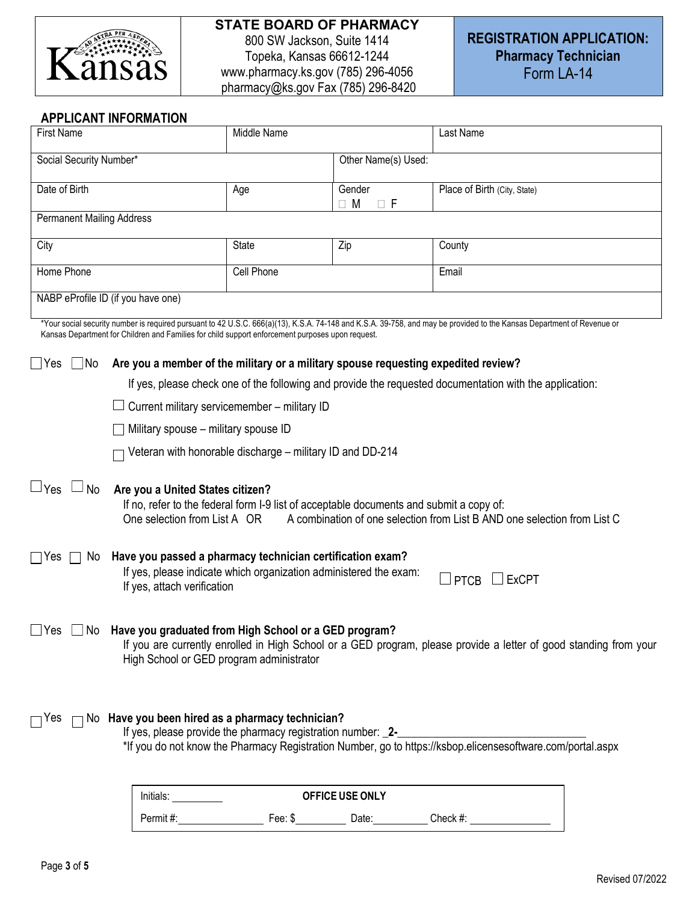**STATE BOARD OF PHARMACY**
800 SW Jackson, Suite 1414
Topeka, Kansas 66612-1244
www.pharmacy.ks.gov (785) 296-4056
pharmacy@ks.gov Fax (785) 296-8420

**REGISTRATION APPLICATION: Pharmacy Technician**
Form LA-14

## APPLICANT INFORMATION

| First Name | Middle Name | | Last Name |
|---|---|---|---|
| Social Security Number* | | Other Name(s) Used: | |
| Date of Birth | Age | Gender ☐ M ☐ F | Place of Birth (City, State) |
| Permanent Mailing Address | | | |
| City | State | Zip | County |
| Home Phone | Cell Phone | | Email |
| NABP eProfile ID (if you have one) | | | |

*Your social security number is required pursuant to 42 U.S.C. 666(a)(13), K.S.A. 74-148 and K.S.A. 39-758, and may be provided to the Kansas Department of Revenue or Kansas Department for Children and Families for child support enforcement purposes upon request.

☐ Yes ☐ No **Are you a member of the military or a military spouse requesting expedited review?**

If yes, please check one of the following and provide the requested documentation with the application:

☐ Current military servicemember – military ID

☐ Military spouse – military spouse ID

☐ Veteran with honorable discharge – military ID and DD-214

☐ Yes ☐ No **Are you a United States citizen?**
If no, refer to the federal form I-9 list of acceptable documents and submit a copy of:
One selection from List A OR A combination of one selection from List B AND one selection from List C

☐ Yes ☐ No **Have you passed a pharmacy technician certification exam?**
If yes, please indicate which organization administered the exam: ☐ PTCB ☐ ExCPT
If yes, attach verification

☐ Yes ☐ No **Have you graduated from High School or a GED program?**
If you are currently enrolled in High School or a GED program, please provide a letter of good standing from your High School or GED program administrator

☐ Yes ☐ No **Have you been hired as a pharmacy technician?**
If yes, please provide the pharmacy registration number: **2-**\_\_\_\_\_\_\_\_\_\_\_\_\_\_\_\_\_\_\_\_\_\_\_\_\_\_\_\_
*If you do not know the Pharmacy Registration Number, go to https://ksbop.elicensesoftware.com/portal.aspx

| Initials: \_\_\_\_\_\_\_\_ | **OFFICE USE ONLY** | | |
|---|---|---|---|
| Permit #: \_\_\_\_\_\_\_\_ | Fee: $ \_\_\_\_\_\_\_\_ | Date: \_\_\_\_\_\_\_\_ | Check #: \_\_\_\_\_\_\_\_ |

Revised 07/2022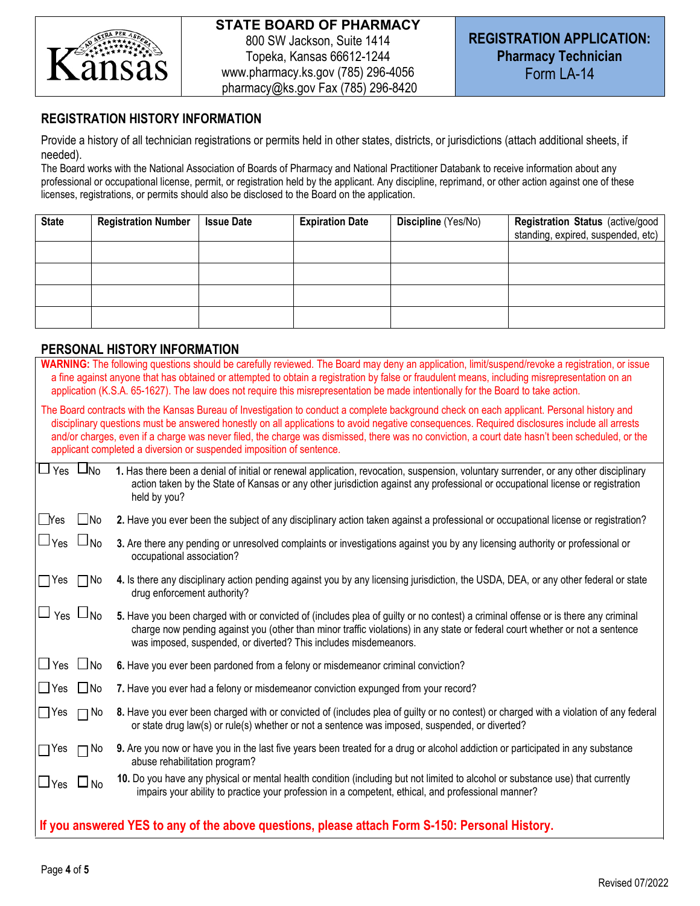**STATE BOARD OF PHARMACY**
800 SW Jackson, Suite 1414
Topeka, Kansas 66612-1244
www.pharmacy.ks.gov (785) 296-4056
pharmacy@ks.gov Fax (785) 296-8420

**REGISTRATION APPLICATION: Pharmacy Technician**
Form LA-14

## REGISTRATION HISTORY INFORMATION

Provide a history of all technician registrations or permits held in other states, districts, or jurisdictions (attach additional sheets, if needed).

The Board works with the National Association of Boards of Pharmacy and National Practitioner Databank to receive information about any professional or occupational license, permit, or registration held by the applicant. Any discipline, reprimand, or other action against one of these licenses, registrations, or permits should also be disclosed to the Board on the application.

| State | Registration Number | Issue Date | Expiration Date | Discipline (Yes/No) | Registration Status (active/good standing, expired, suspended, etc) |
|---|---|---|---|---|---|
| | | | | | |
| | | | | | |
| | | | | | |
| | | | | | |

## PERSONAL HISTORY INFORMATION

**WARNING:** The following questions should be carefully reviewed. The Board may deny an application, limit/suspend/revoke a registration, or issue a fine against anyone that has obtained or attempted to obtain a registration by false or fraudulent means, including misrepresentation on an application (K.S.A. 65-1627). The law does not require this misrepresentation be made intentionally for the Board to take action.

The Board contracts with the Kansas Bureau of Investigation to conduct a complete background check on each applicant. Personal history and disciplinary questions must be answered honestly on all applications to avoid negative consequences. Required disclosures include all arrests and/or charges, even if a charge was never filed, the charge was dismissed, there was no conviction, a court date hasn't been scheduled, or the applicant completed a diversion or suspended imposition of sentence.

☐ Yes ☐ No **1.** Has there been a denial of initial or renewal application, revocation, suspension, voluntary surrender, or any other disciplinary action taken by the State of Kansas or any other jurisdiction against any professional or occupational license or registration held by you?

☐ Yes ☐ No **2.** Have you ever been the subject of any disciplinary action taken against a professional or occupational license or registration?

☐ Yes ☐ No **3.** Are there any pending or unresolved complaints or investigations against you by any licensing authority or professional or occupational association?

☐ Yes ☐ No **4.** Is there any disciplinary action pending against you by any licensing jurisdiction, the USDA, DEA, or any other federal or state drug enforcement authority?

☐ Yes ☐ No **5.** Have you been charged with or convicted of (includes plea of guilty or no contest) a criminal offense or is there any criminal charge now pending against you (other than minor traffic violations) in any state or federal court whether or not a sentence was imposed, suspended, or diverted? This includes misdemeanors.

☐ Yes ☐ No **6.** Have you ever been pardoned from a felony or misdemeanor criminal conviction?

☐ Yes ☐ No **7.** Have you ever had a felony or misdemeanor conviction expunged from your record?

☐ Yes ☐ No **8.** Have you ever been charged with or convicted of (includes plea of guilty or no contest) or charged with a violation of any federal or state drug law(s) or rule(s) whether or not a sentence was imposed, suspended, or diverted?

☐ Yes ☐ No **9.** Are you now or have you in the last five years been treated for a drug or alcohol addiction or participated in any substance abuse rehabilitation program?

☐ Yes ☐ No **10.** Do you have any physical or mental health condition (including but not limited to alcohol or substance use) that currently impairs your ability to practice your profession in a competent, ethical, and professional manner?

**If you answered YES to any of the above questions, please attach Form S-150: Personal History.**

Revised 07/2022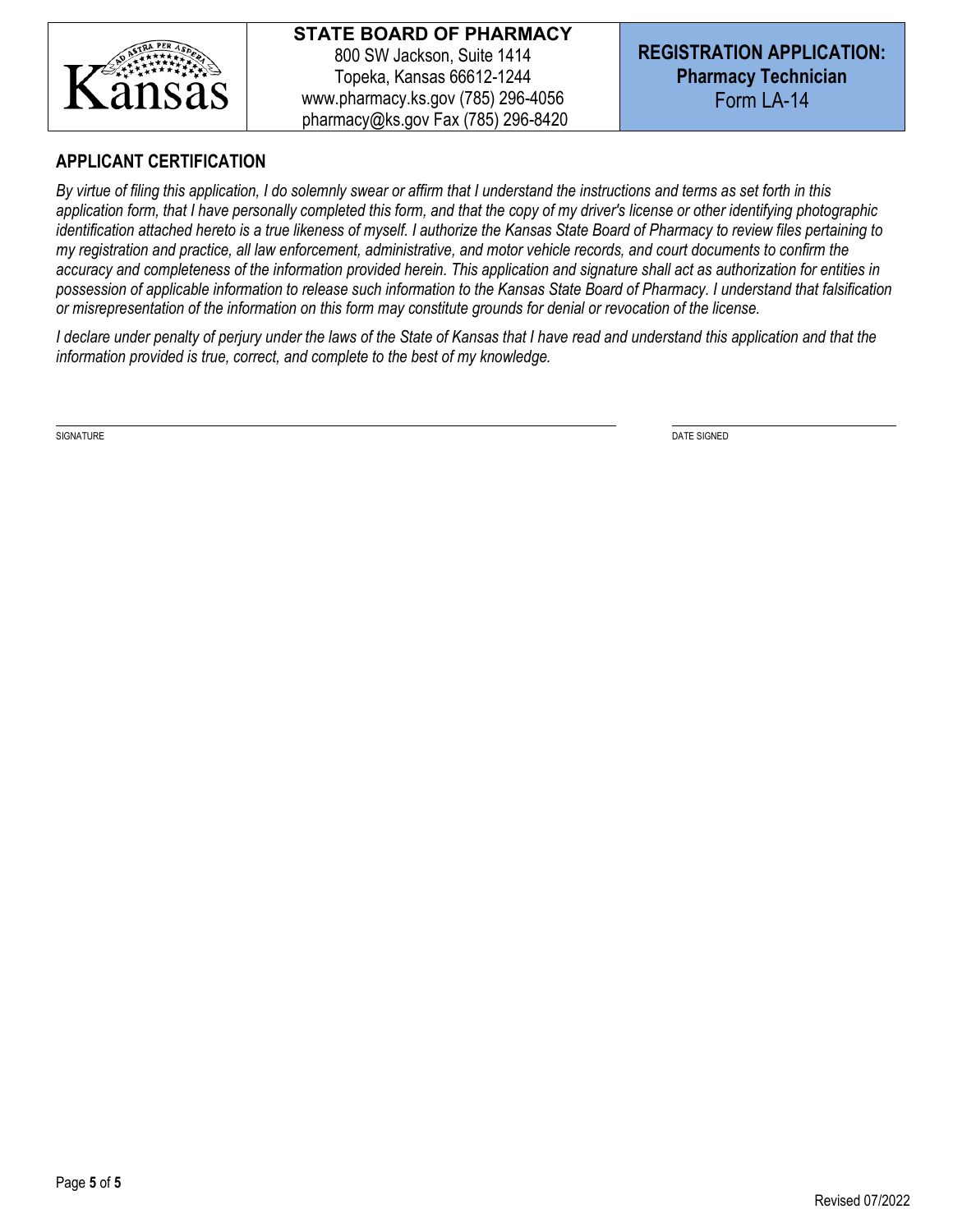**STATE BOARD OF PHARMACY**
800 SW Jackson, Suite 1414
Topeka, Kansas 66612-1244
www.pharmacy.ks.gov (785) 296-4056
pharmacy@ks.gov Fax (785) 296-8420

**REGISTRATION APPLICATION:**
**Pharmacy Technician**
Form LA-14

## APPLICANT CERTIFICATION

*By virtue of filing this application, I do solemnly swear or affirm that I understand the instructions and terms as set forth in this application form, that I have personally completed this form, and that the copy of my driver's license or other identifying photographic identification attached hereto is a true likeness of myself. I authorize the Kansas State Board of Pharmacy to review files pertaining to my registration and practice, all law enforcement, administrative, and motor vehicle records, and court documents to confirm the accuracy and completeness of the information provided herein. This application and signature shall act as authorization for entities in possession of applicable information to release such information to the Kansas State Board of Pharmacy. I understand that falsification or misrepresentation of the information on this form may constitute grounds for denial or revocation of the license.*

*I declare under penalty of perjury under the laws of the State of Kansas that I have read and understand this application and that the information provided is true, correct, and complete to the best of my knowledge.*

SIGNATURE ______________________________ DATE SIGNED ______________

Revised 07/2022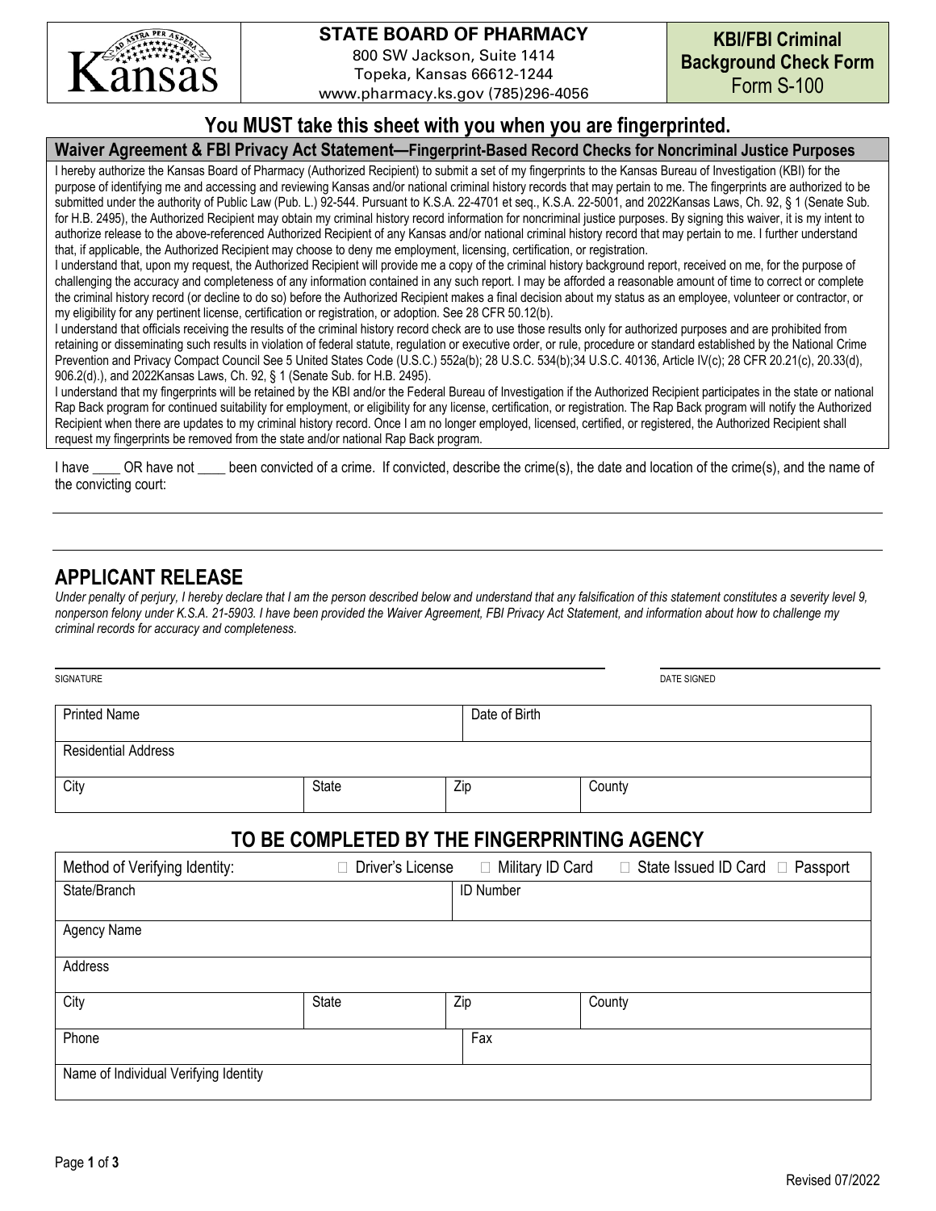**STATE BOARD OF PHARMACY**
800 SW Jackson, Suite 1414
Topeka, Kansas 66612-1244
www.pharmacy.ks.gov (785)296-4056

**KBI/FBI Criminal Background Check Form**
Form S-100

## You MUST take this sheet with you when you are fingerprinted.

### Waiver Agreement & FBI Privacy Act Statement—Fingerprint-Based Record Checks for Noncriminal Justice Purposes

I hereby authorize the Kansas Board of Pharmacy (Authorized Recipient) to submit a set of my fingerprints to the Kansas Bureau of Investigation (KBI) for the purpose of identifying me and accessing and reviewing Kansas and/or national criminal history records that may pertain to me. The fingerprints are authorized to be submitted under the authority of Public Law (Pub. L.) 92-544. Pursuant to K.S.A. 22-4701 et seq., K.S.A. 22-5001, and 2022Kansas Laws, Ch. 92, § 1 (Senate Sub. for H.B. 2495), the Authorized Recipient may obtain my criminal history record information for noncriminal justice purposes. By signing this waiver, it is my intent to authorize release to the above-referenced Authorized Recipient of any Kansas and/or national criminal history record that may pertain to me. I further understand that, if applicable, the Authorized Recipient may choose to deny me employment, licensing, certification, or registration.

I understand that, upon my request, the Authorized Recipient will provide me a copy of the criminal history background report, received on me, for the purpose of challenging the accuracy and completeness of any information contained in any such report. I may be afforded a reasonable amount of time to correct or complete the criminal history record (or decline to do so) before the Authorized Recipient makes a final decision about my status as an employee, volunteer or contractor, or my eligibility for any pertinent license, certification or registration, or adoption. See 28 CFR 50.12(b).

I understand that officials receiving the results of the criminal history record check are to use those results only for authorized purposes and are prohibited from retaining or disseminating such results in violation of federal statute, regulation or executive order, or rule, procedure or standard established by the National Crime Prevention and Privacy Compact Council See 5 United States Code (U.S.C.) 552a(b); 28 U.S.C. 534(b);34 U.S.C. 40136, Article IV(c); 28 CFR 20.21(c), 20.33(d), 906.2(d).), and 2022Kansas Laws, Ch. 92, § 1 (Senate Sub. for H.B. 2495).

I understand that my fingerprints will be retained by the KBI and/or the Federal Bureau of Investigation if the Authorized Recipient participates in the state or national Rap Back program for continued suitability for employment, or eligibility for any license, certification, or registration. The Rap Back program will notify the Authorized Recipient when there are updates to my criminal history record. Once I am no longer employed, licensed, certified, or registered, the Authorized Recipient shall request my fingerprints be removed from the state and/or national Rap Back program.

I have ____ OR have not ____ been convicted of a crime. If convicted, describe the crime(s), the date and location of the crime(s), and the name of the convicting court:

______________________________________________________________________

______________________________________________________________________

## APPLICANT RELEASE

*Under penalty of perjury, I hereby declare that I am the person described below and understand that any falsification of this statement constitutes a severity level 9, nonperson felony under K.S.A. 21-5903. I have been provided the Waiver Agreement, FBI Privacy Act Statement, and information about how to challenge my criminal records for accuracy and completeness.*

______________________________ SIGNATURE        ______________ DATE SIGNED

| Printed Name | | Date of Birth | |
|---|---|---|---|
| Residential Address | | | |
| City | State | Zip | County |

## TO BE COMPLETED BY THE FINGERPRINTING AGENCY

| Method of Verifying Identity: | ☐ Driver's License ☐ Military ID Card ☐ State Issued ID Card ☐ Passport | | |
|---|---|---|---|
| State/Branch | | ID Number | |
| Agency Name | | | |
| Address | | | |
| City | State | Zip | County |
| Phone | | Fax | |
| Name of Individual Verifying Identity | | | |

Revised 07/2022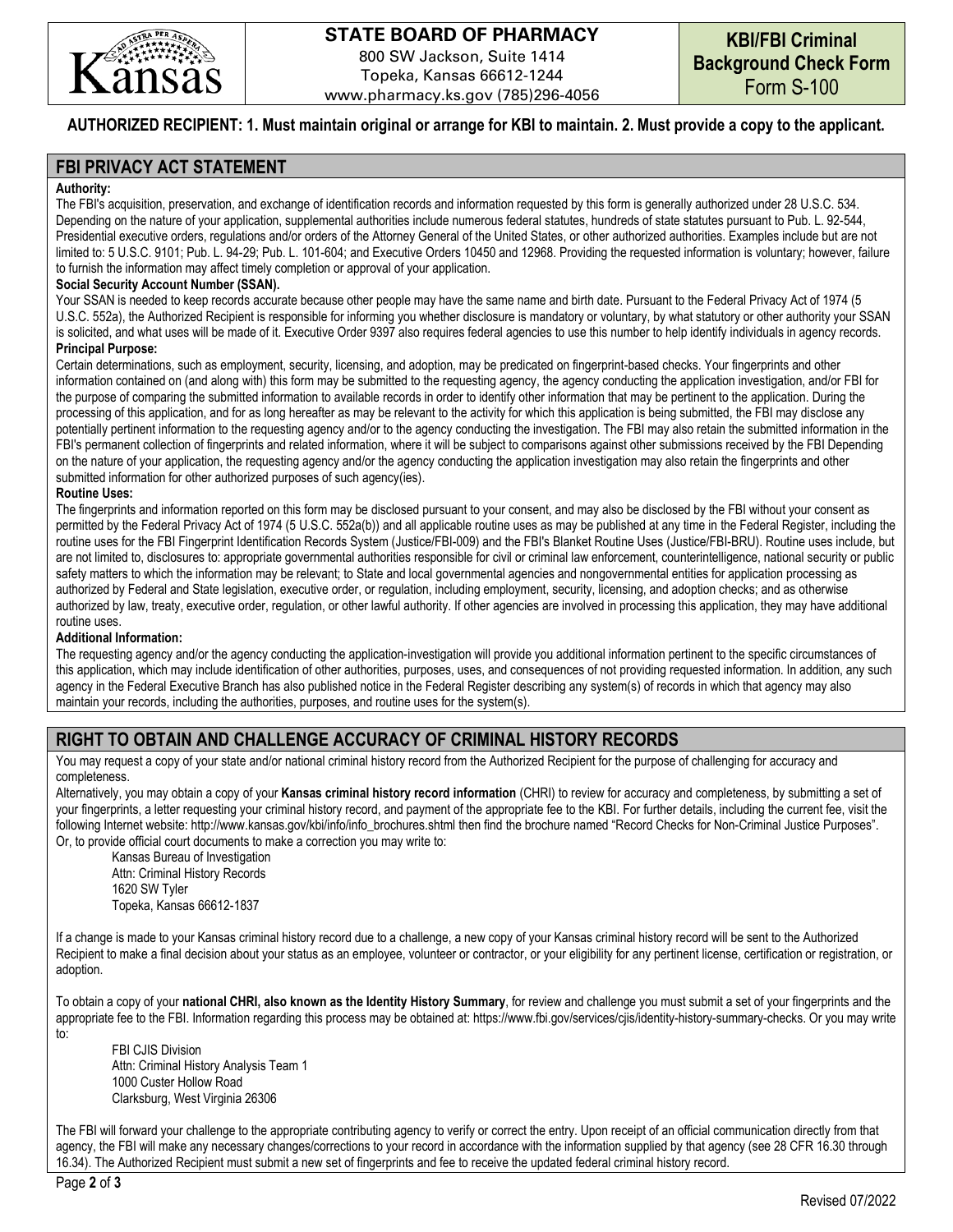STATE BOARD OF PHARMACY
800 SW Jackson, Suite 1414
Topeka, Kansas 66612-1244
www.pharmacy.ks.gov (785)296-4056

**KBI/FBI Criminal Background Check Form**
Form S-100

**AUTHORIZED RECIPIENT: 1. Must maintain original or arrange for KBI to maintain. 2. Must provide a copy to the applicant.**

## FBI PRIVACY ACT STATEMENT

**Authority:**
The FBI's acquisition, preservation, and exchange of identification records and information requested by this form is generally authorized under 28 U.S.C. 534. Depending on the nature of your application, supplemental authorities include numerous federal statutes, hundreds of state statutes pursuant to Pub. L. 92-544, Presidential executive orders, regulations and/or orders of the Attorney General of the United States, or other authorized authorities. Examples include but are not limited to: 5 U.S.C. 9101; Pub. L. 94-29; Pub. L. 101-604; and Executive Orders 10450 and 12968. Providing the requested information is voluntary; however, failure to furnish the information may affect timely completion or approval of your application.

**Social Security Account Number (SSAN).**
Your SSAN is needed to keep records accurate because other people may have the same name and birth date. Pursuant to the Federal Privacy Act of 1974 (5 U.S.C. 552a), the Authorized Recipient is responsible for informing you whether disclosure is mandatory or voluntary, by what statutory or other authority your SSAN is solicited, and what uses will be made of it. Executive Order 9397 also requires federal agencies to use this number to help identify individuals in agency records.

**Principal Purpose:**
Certain determinations, such as employment, security, licensing, and adoption, may be predicated on fingerprint-based checks. Your fingerprints and other information contained on (and along with) this form may be submitted to the requesting agency, the agency conducting the application investigation, and/or FBI for the purpose of comparing the submitted information to available records in order to identify other information that may be pertinent to the application. During the processing of this application, and for as long hereafter as may be relevant to the activity for which this application is being submitted, the FBI may disclose any potentially pertinent information to the requesting agency and/or to the agency conducting the investigation. The FBI may also retain the submitted information in the FBI's permanent collection of fingerprints and related information, where it will be subject to comparisons against other submissions received by the FBI Depending on the nature of your application, the requesting agency and/or the agency conducting the application investigation may also retain the fingerprints and other submitted information for other authorized purposes of such agency(ies).

**Routine Uses:**
The fingerprints and information reported on this form may be disclosed pursuant to your consent, and may also be disclosed by the FBI without your consent as permitted by the Federal Privacy Act of 1974 (5 U.S.C. 552a(b)) and all applicable routine uses as may be published at any time in the Federal Register, including the routine uses for the FBI Fingerprint Identification Records System (Justice/FBI-009) and the FBI's Blanket Routine Uses (Justice/FBI-BRU). Routine uses include, but are not limited to, disclosures to: appropriate governmental authorities responsible for civil or criminal law enforcement, counterintelligence, national security or public safety matters to which the information may be relevant; to State and local governmental agencies and nongovernmental entities for application processing as authorized by Federal and State legislation, executive order, or regulation, including employment, security, licensing, and adoption checks; and as otherwise authorized by law, treaty, executive order, regulation, or other lawful authority. If other agencies are involved in processing this application, they may have additional routine uses.

**Additional Information:**
The requesting agency and/or the agency conducting the application-investigation will provide you additional information pertinent to the specific circumstances of this application, which may include identification of other authorities, purposes, uses, and consequences of not providing requested information. In addition, any such agency in the Federal Executive Branch has also published notice in the Federal Register describing any system(s) of records in which that agency may also maintain your records, including the authorities, purposes, and routine uses for the system(s).

## RIGHT TO OBTAIN AND CHALLENGE ACCURACY OF CRIMINAL HISTORY RECORDS

You may request a copy of your state and/or national criminal history record from the Authorized Recipient for the purpose of challenging for accuracy and completeness.

Alternatively, you may obtain a copy of your **Kansas criminal history record information** (CHRI) to review for accuracy and completeness, by submitting a set of your fingerprints, a letter requesting your criminal history record, and payment of the appropriate fee to the KBI. For further details, including the current fee, visit the following Internet website: http://www.kansas.gov/kbi/info/info_brochures.shtml then find the brochure named "Record Checks for Non-Criminal Justice Purposes". Or, to provide official court documents to make a correction you may write to:

Kansas Bureau of Investigation
Attn: Criminal History Records
1620 SW Tyler
Topeka, Kansas 66612-1837

If a change is made to your Kansas criminal history record due to a challenge, a new copy of your Kansas criminal history record will be sent to the Authorized Recipient to make a final decision about your status as an employee, volunteer or contractor, or your eligibility for any pertinent license, certification or registration, or adoption.

To obtain a copy of your **national CHRI, also known as the Identity History Summary**, for review and challenge you must submit a set of your fingerprints and the appropriate fee to the FBI. Information regarding this process may be obtained at: https://www.fbi.gov/services/cjis/identity-history-summary-checks. Or you may write to:

FBI CJIS Division
Attn: Criminal History Analysis Team 1
1000 Custer Hollow Road
Clarksburg, West Virginia 26306

The FBI will forward your challenge to the appropriate contributing agency to verify or correct the entry. Upon receipt of an official communication directly from that agency, the FBI will make any necessary changes/corrections to your record in accordance with the information supplied by that agency (see 28 CFR 16.30 through 16.34). The Authorized Recipient must submit a new set of fingerprints and fee to receive the updated federal criminal history record.

Revised 07/2022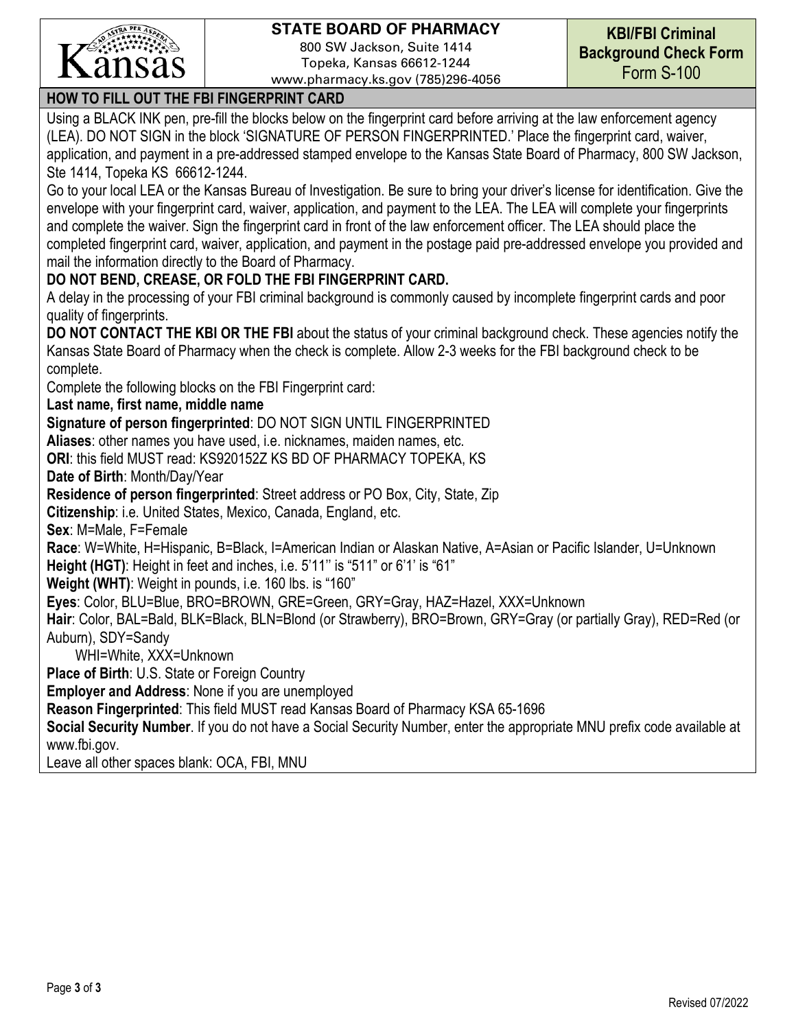# STATE BOARD OF PHARMACY

800 SW Jackson, Suite 1414
Topeka, Kansas 66612-1244
www.pharmacy.ks.gov (785)296-4056

**KBI/FBI Criminal Background Check Form**
Form S-100

## HOW TO FILL OUT THE FBI FINGERPRINT CARD

Using a BLACK INK pen, pre-fill the blocks below on the fingerprint card before arriving at the law enforcement agency (LEA). DO NOT SIGN in the block 'SIGNATURE OF PERSON FINGERPRINTED.' Place the fingerprint card, waiver, application, and payment in a pre-addressed stamped envelope to the Kansas State Board of Pharmacy, 800 SW Jackson, Ste 1414, Topeka KS 66612-1244.

Go to your local LEA or the Kansas Bureau of Investigation. Be sure to bring your driver's license for identification. Give the envelope with your fingerprint card, waiver, application, and payment to the LEA. The LEA will complete your fingerprints and complete the waiver. Sign the fingerprint card in front of the law enforcement officer. The LEA should place the completed fingerprint card, waiver, application, and payment in the postage paid pre-addressed envelope you provided and mail the information directly to the Board of Pharmacy.

**DO NOT BEND, CREASE, OR FOLD THE FBI FINGERPRINT CARD.**

A delay in the processing of your FBI criminal background is commonly caused by incomplete fingerprint cards and poor quality of fingerprints.

**DO NOT CONTACT THE KBI OR THE FBI** about the status of your criminal background check. These agencies notify the Kansas State Board of Pharmacy when the check is complete. Allow 2-3 weeks for the FBI background check to be complete.

Complete the following blocks on the FBI Fingerprint card:

**Last name, first name, middle name**

**Signature of person fingerprinted**: DO NOT SIGN UNTIL FINGERPRINTED

**Aliases**: other names you have used, i.e. nicknames, maiden names, etc.

**ORI**: this field MUST read: KS920152Z KS BD OF PHARMACY TOPEKA, KS

**Date of Birth**: Month/Day/Year

**Residence of person fingerprinted**: Street address or PO Box, City, State, Zip

**Citizenship**: i.e. United States, Mexico, Canada, England, etc.

**Sex**: M=Male, F=Female

**Race**: W=White, H=Hispanic, B=Black, I=American Indian or Alaskan Native, A=Asian or Pacific Islander, U=Unknown

**Height (HGT)**: Height in feet and inches, i.e. 5'11'' is "511" or 6'1' is "61"

**Weight (WHT)**: Weight in pounds, i.e. 160 lbs. is "160"

**Eyes**: Color, BLU=Blue, BRO=BROWN, GRE=Green, GRY=Gray, HAZ=Hazel, XXX=Unknown

**Hair**: Color, BAL=Bald, BLK=Black, BLN=Blond (or Strawberry), BRO=Brown, GRY=Gray (or partially Gray), RED=Red (or Auburn), SDY=Sandy
WHI=White, XXX=Unknown

**Place of Birth**: U.S. State or Foreign Country

**Employer and Address**: None if you are unemployed

**Reason Fingerprinted**: This field MUST read Kansas Board of Pharmacy KSA 65-1696

**Social Security Number**. If you do not have a Social Security Number, enter the appropriate MNU prefix code available at www.fbi.gov.

Leave all other spaces blank: OCA, FBI, MNU

Revised 07/2022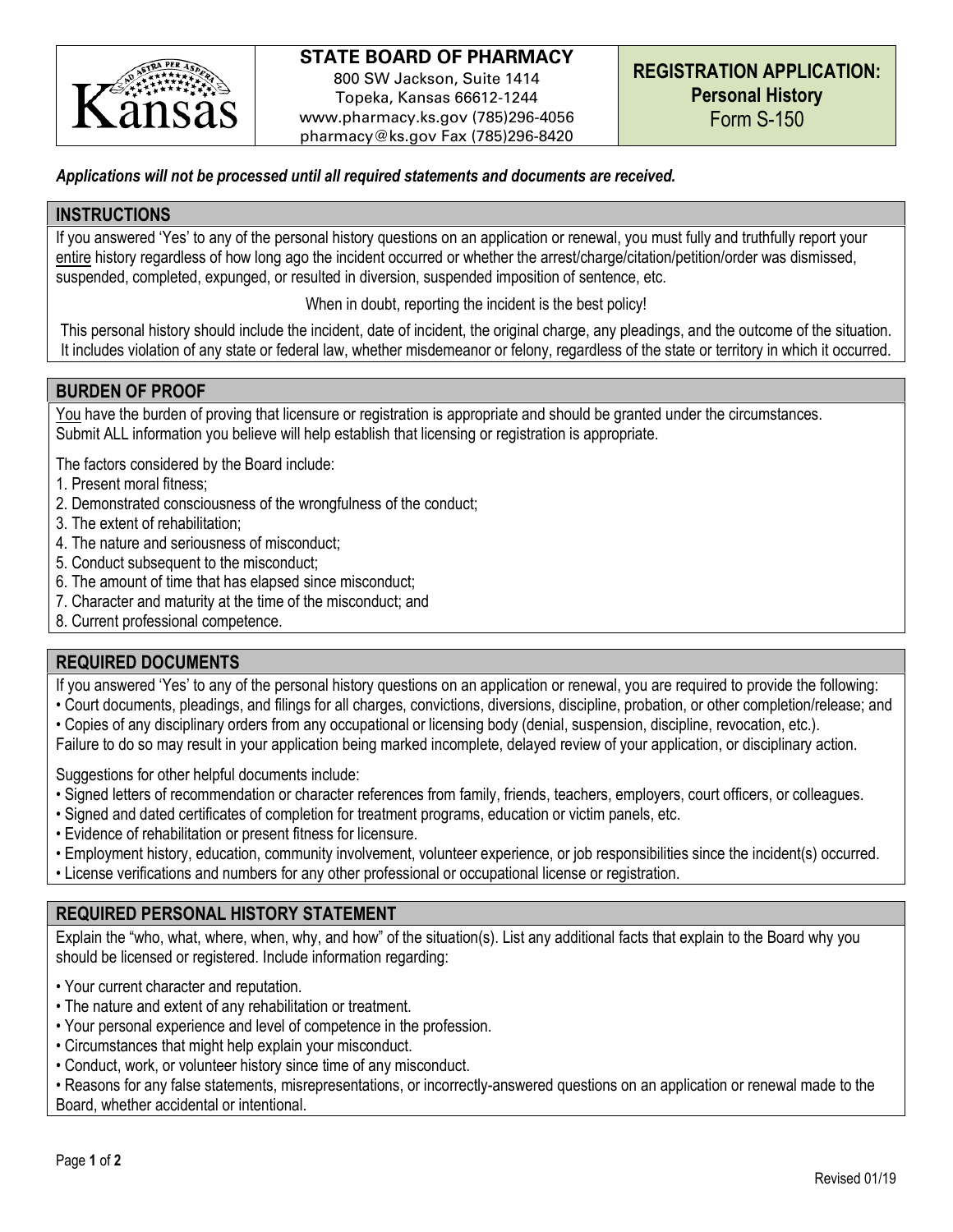**STATE BOARD OF PHARMACY**
800 SW Jackson, Suite 1414
Topeka, Kansas 66612-1244
www.pharmacy.ks.gov (785)296-4056
pharmacy@ks.gov Fax (785)296-8420

**REGISTRATION APPLICATION:**
**Personal History**
Form S-150

***Applications will not be processed until all required statements and documents are received.***

## INSTRUCTIONS

If you answered 'Yes' to any of the personal history questions on an application or renewal, you must fully and truthfully report your entire history regardless of how long ago the incident occurred or whether the arrest/charge/citation/petition/order was dismissed, suspended, completed, expunged, or resulted in diversion, suspended imposition of sentence, etc.

When in doubt, reporting the incident is the best policy!

This personal history should include the incident, date of incident, the original charge, any pleadings, and the outcome of the situation. It includes violation of any state or federal law, whether misdemeanor or felony, regardless of the state or territory in which it occurred.

## BURDEN OF PROOF

You have the burden of proving that licensure or registration is appropriate and should be granted under the circumstances. Submit ALL information you believe will help establish that licensing or registration is appropriate.

The factors considered by the Board include:

1. Present moral fitness;
2. Demonstrated consciousness of the wrongfulness of the conduct;
3. The extent of rehabilitation;
4. The nature and seriousness of misconduct;
5. Conduct subsequent to the misconduct;
6. The amount of time that has elapsed since misconduct;
7. Character and maturity at the time of the misconduct; and
8. Current professional competence.

## REQUIRED DOCUMENTS

If you answered 'Yes' to any of the personal history questions on an application or renewal, you are required to provide the following:

- Court documents, pleadings, and filings for all charges, convictions, diversions, discipline, probation, or other completion/release; and
- Copies of any disciplinary orders from any occupational or licensing body (denial, suspension, discipline, revocation, etc.).

Failure to do so may result in your application being marked incomplete, delayed review of your application, or disciplinary action.

Suggestions for other helpful documents include:

- Signed letters of recommendation or character references from family, friends, teachers, employers, court officers, or colleagues.
- Signed and dated certificates of completion for treatment programs, education or victim panels, etc.
- Evidence of rehabilitation or present fitness for licensure.
- Employment history, education, community involvement, volunteer experience, or job responsibilities since the incident(s) occurred.
- License verifications and numbers for any other professional or occupational license or registration.

## REQUIRED PERSONAL HISTORY STATEMENT

Explain the "who, what, where, when, why, and how" of the situation(s). List any additional facts that explain to the Board why you should be licensed or registered. Include information regarding:

- Your current character and reputation.
- The nature and extent of any rehabilitation or treatment.
- Your personal experience and level of competence in the profession.
- Circumstances that might help explain your misconduct.
- Conduct, work, or volunteer history since time of any misconduct.
- Reasons for any false statements, misrepresentations, or incorrectly-answered questions on an application or renewal made to the Board, whether accidental or intentional.

Revised 01/19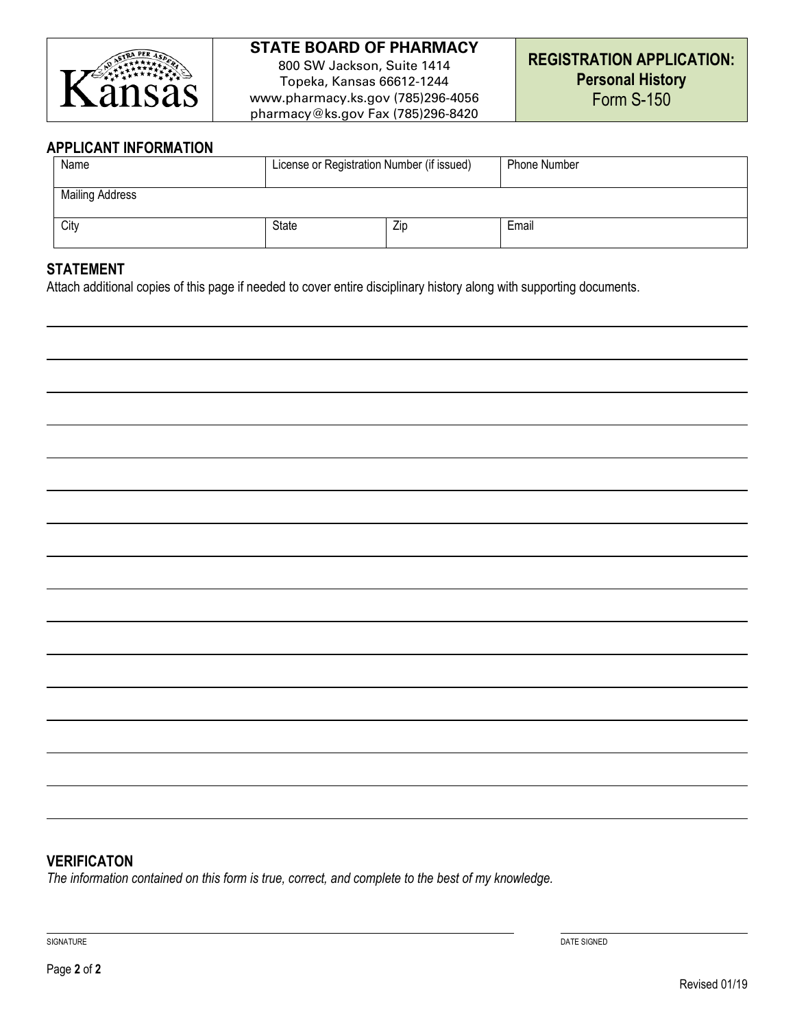**STATE BOARD OF PHARMACY**
800 SW Jackson, Suite 1414
Topeka, Kansas 66612-1244
www.pharmacy.ks.gov (785)296-4056
pharmacy@ks.gov Fax (785)296-8420

**REGISTRATION APPLICATION:**
**Personal History**
Form S-150

## APPLICANT INFORMATION

| Name | License or Registration Number (if issued) | | Phone Number |
|---|---|---|---|
| Mailing Address | | | |
| City | State | Zip | Email |

## STATEMENT

Attach additional copies of this page if needed to cover entire disciplinary history along with supporting documents.

## VERIFICATON

*The information contained on this form is true, correct, and complete to the best of my knowledge.*

SIGNATURE

DATE SIGNED

Revised 01/19